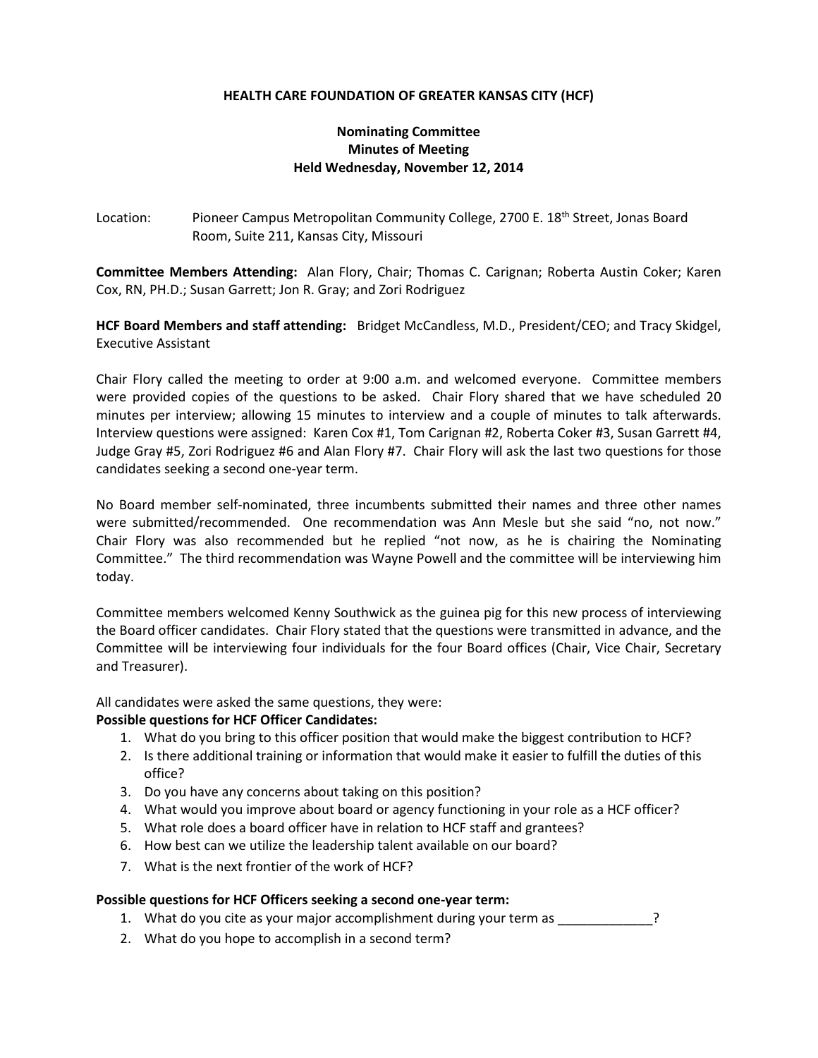# HEALTH CARE FOUNDATION OF GREATER KANSAS CITY (HCF)

## Nominating Committee
## Minutes of Meeting
## Held Wednesday, November 12, 2014

Location: Pioneer Campus Metropolitan Community College, 2700 E. 18th Street, Jonas Board Room, Suite 211, Kansas City, Missouri

**Committee Members Attending:** Alan Flory, Chair; Thomas C. Carignan; Roberta Austin Coker; Karen Cox, RN, PH.D.; Susan Garrett; Jon R. Gray; and Zori Rodriguez

**HCF Board Members and staff attending:** Bridget McCandless, M.D., President/CEO; and Tracy Skidgel, Executive Assistant

Chair Flory called the meeting to order at 9:00 a.m. and welcomed everyone. Committee members were provided copies of the questions to be asked. Chair Flory shared that we have scheduled 20 minutes per interview; allowing 15 minutes to interview and a couple of minutes to talk afterwards. Interview questions were assigned: Karen Cox #1, Tom Carignan #2, Roberta Coker #3, Susan Garrett #4, Judge Gray #5, Zori Rodriguez #6 and Alan Flory #7. Chair Flory will ask the last two questions for those candidates seeking a second one-year term.

No Board member self-nominated, three incumbents submitted their names and three other names were submitted/recommended. One recommendation was Ann Mesle but she said "no, not now." Chair Flory was also recommended but he replied "not now, as he is chairing the Nominating Committee." The third recommendation was Wayne Powell and the committee will be interviewing him today.

Committee members welcomed Kenny Southwick as the guinea pig for this new process of interviewing the Board officer candidates. Chair Flory stated that the questions were transmitted in advance, and the Committee will be interviewing four individuals for the four Board offices (Chair, Vice Chair, Secretary and Treasurer).

All candidates were asked the same questions, they were:

**Possible questions for HCF Officer Candidates:**

1. What do you bring to this officer position that would make the biggest contribution to HCF?
2. Is there additional training or information that would make it easier to fulfill the duties of this office?
3. Do you have any concerns about taking on this position?
4. What would you improve about board or agency functioning in your role as a HCF officer?
5. What role does a board officer have in relation to HCF staff and grantees?
6. How best can we utilize the leadership talent available on our board?
7. What is the next frontier of the work of HCF?

**Possible questions for HCF Officers seeking a second one-year term:**

1. What do you cite as your major accomplishment during your term as _____________?
2. What do you hope to accomplish in a second term?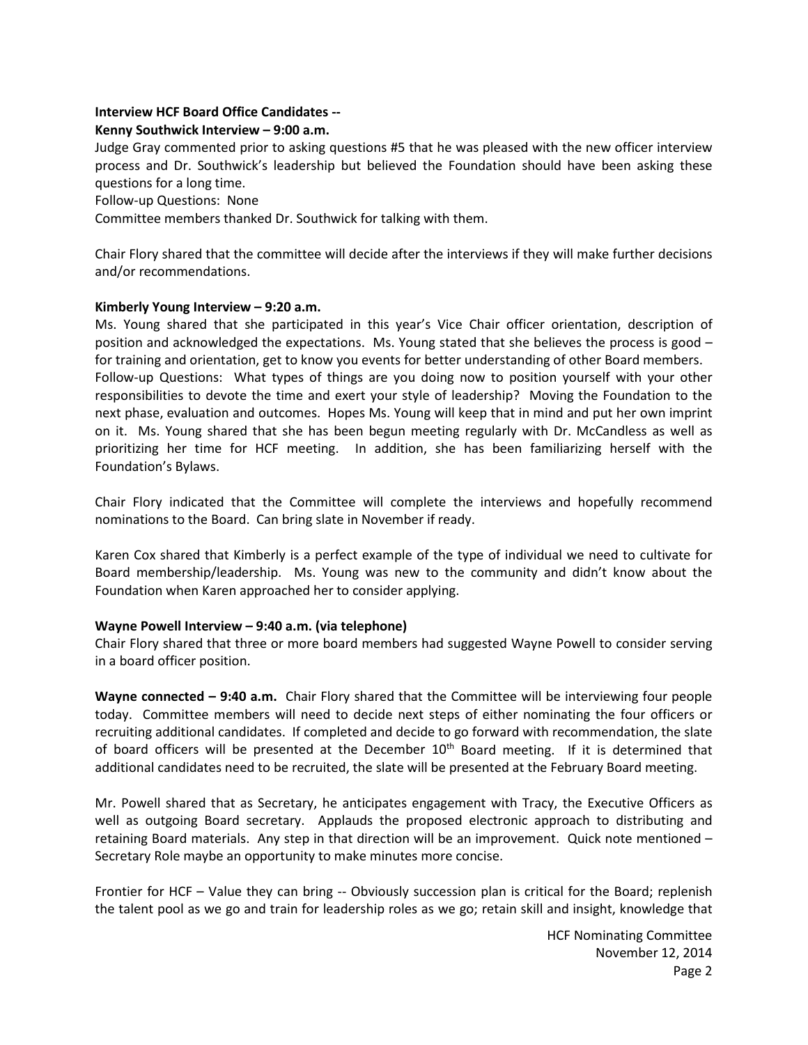**Interview HCF Board Office Candidates --**
**Kenny Southwick Interview – 9:00 a.m.**

Judge Gray commented prior to asking questions #5 that he was pleased with the new officer interview process and Dr. Southwick's leadership but believed the Foundation should have been asking these questions for a long time.

Follow-up Questions: None

Committee members thanked Dr. Southwick for talking with them.

Chair Flory shared that the committee will decide after the interviews if they will make further decisions and/or recommendations.

**Kimberly Young Interview – 9:20 a.m.**

Ms. Young shared that she participated in this year's Vice Chair officer orientation, description of position and acknowledged the expectations. Ms. Young stated that she believes the process is good – for training and orientation, get to know you events for better understanding of other Board members.

Follow-up Questions: What types of things are you doing now to position yourself with your other responsibilities to devote the time and exert your style of leadership? Moving the Foundation to the next phase, evaluation and outcomes. Hopes Ms. Young will keep that in mind and put her own imprint on it. Ms. Young shared that she has been begun meeting regularly with Dr. McCandless as well as prioritizing her time for HCF meeting. In addition, she has been familiarizing herself with the Foundation's Bylaws.

Chair Flory indicated that the Committee will complete the interviews and hopefully recommend nominations to the Board. Can bring slate in November if ready.

Karen Cox shared that Kimberly is a perfect example of the type of individual we need to cultivate for Board membership/leadership. Ms. Young was new to the community and didn't know about the Foundation when Karen approached her to consider applying.

**Wayne Powell Interview – 9:40 a.m. (via telephone)**

Chair Flory shared that three or more board members had suggested Wayne Powell to consider serving in a board officer position.

**Wayne connected – 9:40 a.m.** Chair Flory shared that the Committee will be interviewing four people today. Committee members will need to decide next steps of either nominating the four officers or recruiting additional candidates. If completed and decide to go forward with recommendation, the slate of board officers will be presented at the December 10th Board meeting. If it is determined that additional candidates need to be recruited, the slate will be presented at the February Board meeting.

Mr. Powell shared that as Secretary, he anticipates engagement with Tracy, the Executive Officers as well as outgoing Board secretary. Applauds the proposed electronic approach to distributing and retaining Board materials. Any step in that direction will be an improvement. Quick note mentioned – Secretary Role maybe an opportunity to make minutes more concise.

Frontier for HCF – Value they can bring -- Obviously succession plan is critical for the Board; replenish the talent pool as we go and train for leadership roles as we go; retain skill and insight, knowledge that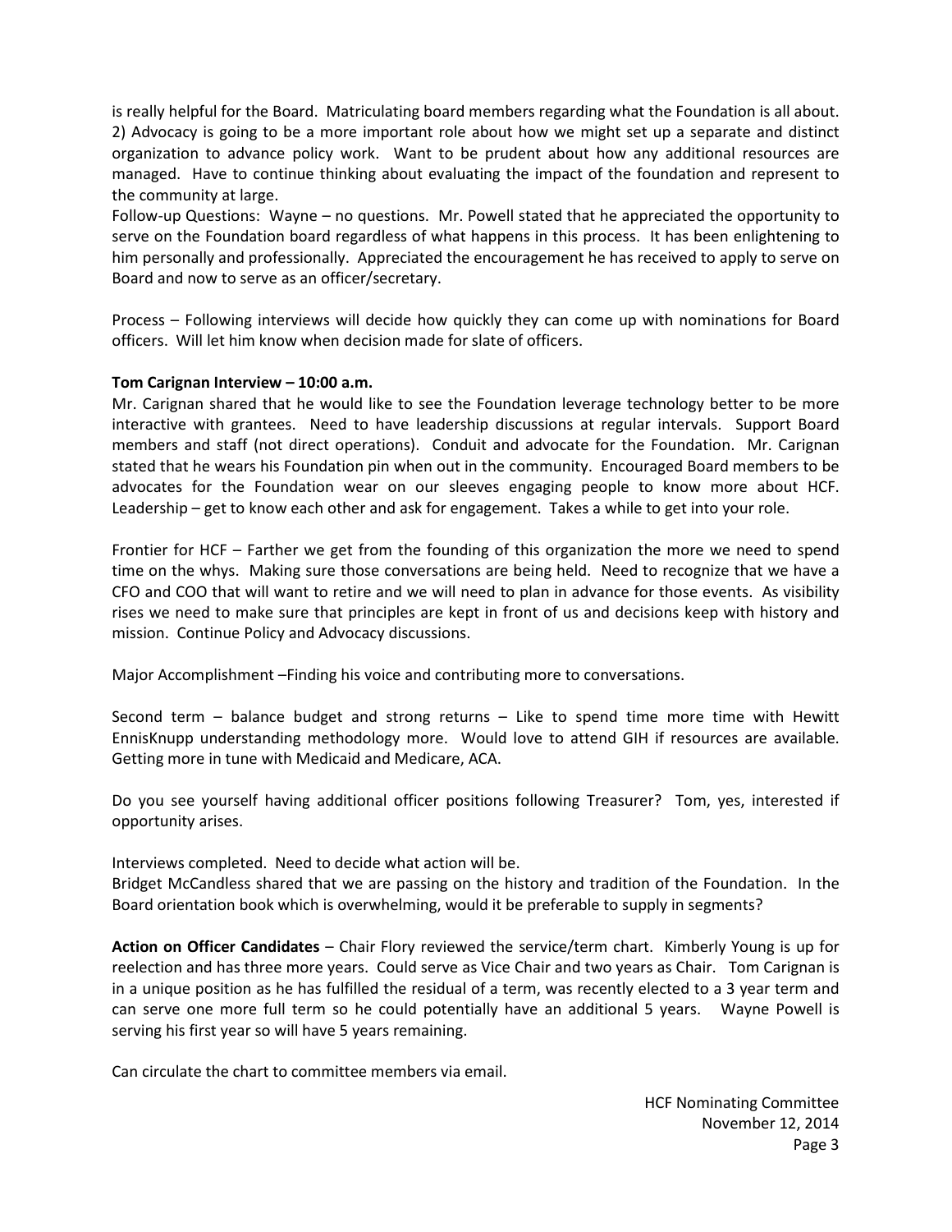is really helpful for the Board. Matriculating board members regarding what the Foundation is all about. 2) Advocacy is going to be a more important role about how we might set up a separate and distinct organization to advance policy work. Want to be prudent about how any additional resources are managed. Have to continue thinking about evaluating the impact of the foundation and represent to the community at large.

Follow-up Questions: Wayne – no questions. Mr. Powell stated that he appreciated the opportunity to serve on the Foundation board regardless of what happens in this process. It has been enlightening to him personally and professionally. Appreciated the encouragement he has received to apply to serve on Board and now to serve as an officer/secretary.

Process – Following interviews will decide how quickly they can come up with nominations for Board officers. Will let him know when decision made for slate of officers.

**Tom Carignan Interview – 10:00 a.m.**

Mr. Carignan shared that he would like to see the Foundation leverage technology better to be more interactive with grantees. Need to have leadership discussions at regular intervals. Support Board members and staff (not direct operations). Conduit and advocate for the Foundation. Mr. Carignan stated that he wears his Foundation pin when out in the community. Encouraged Board members to be advocates for the Foundation wear on our sleeves engaging people to know more about HCF. Leadership – get to know each other and ask for engagement. Takes a while to get into your role.

Frontier for HCF – Farther we get from the founding of this organization the more we need to spend time on the whys. Making sure those conversations are being held. Need to recognize that we have a CFO and COO that will want to retire and we will need to plan in advance for those events. As visibility rises we need to make sure that principles are kept in front of us and decisions keep with history and mission. Continue Policy and Advocacy discussions.

Major Accomplishment –Finding his voice and contributing more to conversations.

Second term – balance budget and strong returns – Like to spend time more time with Hewitt EnnisKnupp understanding methodology more. Would love to attend GIH if resources are available. Getting more in tune with Medicaid and Medicare, ACA.

Do you see yourself having additional officer positions following Treasurer? Tom, yes, interested if opportunity arises.

Interviews completed. Need to decide what action will be.

Bridget McCandless shared that we are passing on the history and tradition of the Foundation. In the Board orientation book which is overwhelming, would it be preferable to supply in segments?

**Action on Officer Candidates** – Chair Flory reviewed the service/term chart. Kimberly Young is up for reelection and has three more years. Could serve as Vice Chair and two years as Chair. Tom Carignan is in a unique position as he has fulfilled the residual of a term, was recently elected to a 3 year term and can serve one more full term so he could potentially have an additional 5 years. Wayne Powell is serving his first year so will have 5 years remaining.

Can circulate the chart to committee members via email.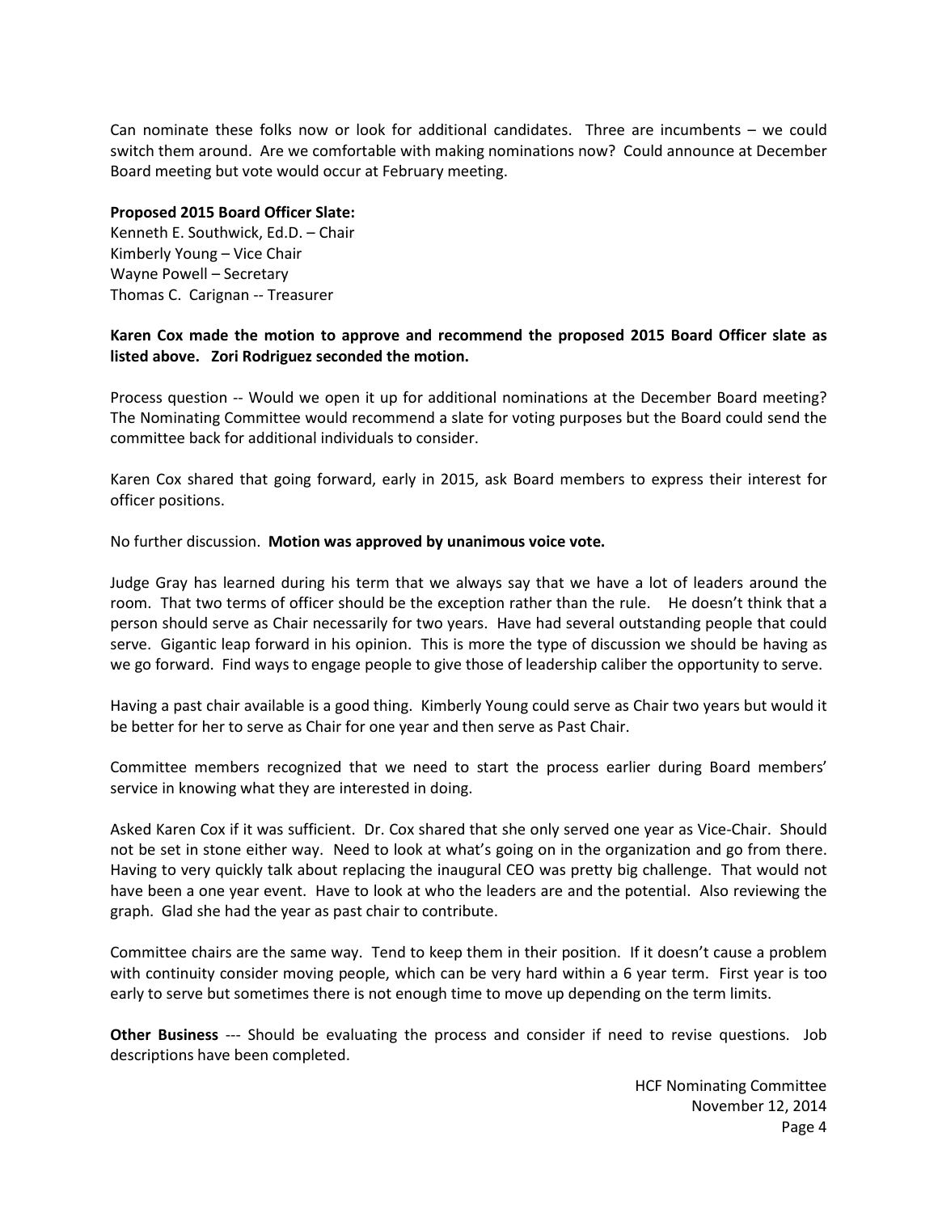Can nominate these folks now or look for additional candidates. Three are incumbents – we could switch them around. Are we comfortable with making nominations now? Could announce at December Board meeting but vote would occur at February meeting.

**Proposed 2015 Board Officer Slate:**
Kenneth E. Southwick, Ed.D. – Chair
Kimberly Young – Vice Chair
Wayne Powell – Secretary
Thomas C. Carignan -- Treasurer

**Karen Cox made the motion to approve and recommend the proposed 2015 Board Officer slate as listed above. Zori Rodriguez seconded the motion.**

Process question -- Would we open it up for additional nominations at the December Board meeting? The Nominating Committee would recommend a slate for voting purposes but the Board could send the committee back for additional individuals to consider.

Karen Cox shared that going forward, early in 2015, ask Board members to express their interest for officer positions.

No further discussion. **Motion was approved by unanimous voice vote.**

Judge Gray has learned during his term that we always say that we have a lot of leaders around the room. That two terms of officer should be the exception rather than the rule. He doesn't think that a person should serve as Chair necessarily for two years. Have had several outstanding people that could serve. Gigantic leap forward in his opinion. This is more the type of discussion we should be having as we go forward. Find ways to engage people to give those of leadership caliber the opportunity to serve.

Having a past chair available is a good thing. Kimberly Young could serve as Chair two years but would it be better for her to serve as Chair for one year and then serve as Past Chair.

Committee members recognized that we need to start the process earlier during Board members' service in knowing what they are interested in doing.

Asked Karen Cox if it was sufficient. Dr. Cox shared that she only served one year as Vice-Chair. Should not be set in stone either way. Need to look at what's going on in the organization and go from there. Having to very quickly talk about replacing the inaugural CEO was pretty big challenge. That would not have been a one year event. Have to look at who the leaders are and the potential. Also reviewing the graph. Glad she had the year as past chair to contribute.

Committee chairs are the same way. Tend to keep them in their position. If it doesn't cause a problem with continuity consider moving people, which can be very hard within a 6 year term. First year is too early to serve but sometimes there is not enough time to move up depending on the term limits.

**Other Business** --- Should be evaluating the process and consider if need to revise questions. Job descriptions have been completed.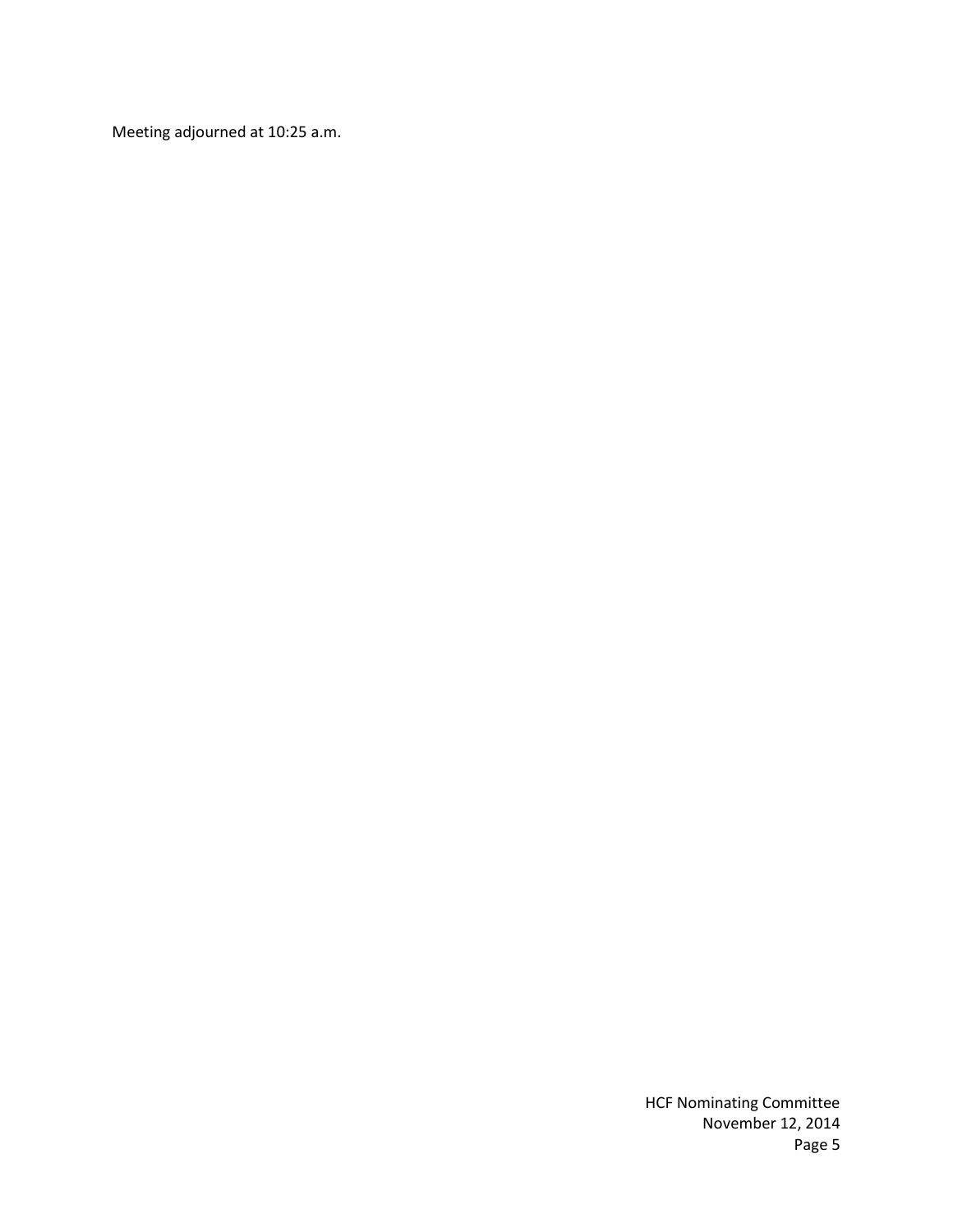Meeting adjourned at 10:25 a.m.